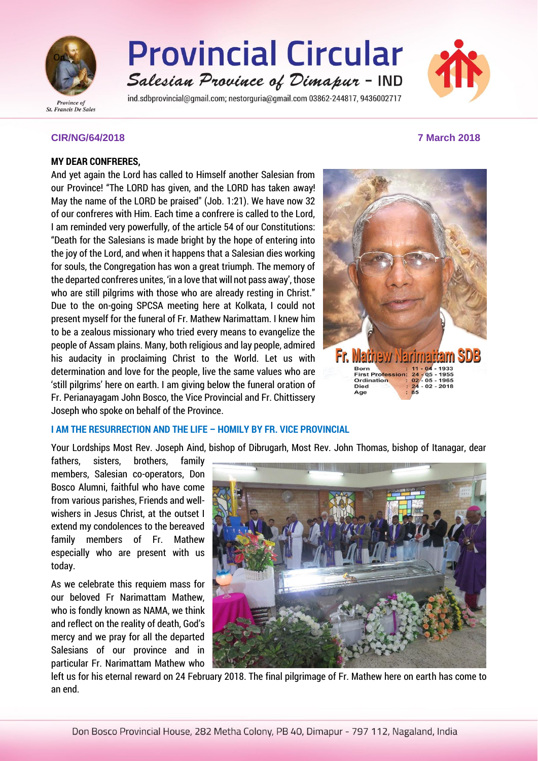# Provincial Circular

*Salesian Province of Dimapur* - IND

ind.sdbprovincial@gmail.com; nestorguria@gmail.com 03862-244817, 9436002717

Province of St. Francis De Sales

**CIR/NG/64/2018** **7 March 2018**

**MY DEAR CONFRERES,**

And yet again the Lord has called to Himself another Salesian from our Province! "The LORD has given, and the LORD has taken away! May the name of the LORD be praised" (Job. 1:21). We have now 32 of our confreres with Him. Each time a confrere is called to the Lord, I am reminded very powerfully, of the article 54 of our Constitutions: "Death for the Salesians is made bright by the hope of entering into the joy of the Lord, and when it happens that a Salesian dies working for souls, the Congregation has won a great triumph. The memory of the departed confreres unites, 'in a love that will not pass away', those who are still pilgrims with those who are already resting in Christ." Due to the on-going SPCSA meeting here at Kolkata, I could not present myself for the funeral of Fr. Mathew Narimattam. I knew him to be a zealous missionary who tried every means to evangelize the people of Assam plains. Many, both religious and lay people, admired his audacity in proclaiming Christ to the World. Let us with determination and love for the people, live the same values who are 'still pilgrims' here on earth. I am giving below the funeral oration of Fr. Perianayagam John Bosco, the Vice Provincial and Fr. Chittissery Joseph who spoke on behalf of the Province.

**Fr. Mathew Narimattam SDB**

| | |
|---|---|
| Born | : 11 - 04 - 1933 |
| First Profession | : 24 - 05 - 1955 |
| Ordination | : 02 - 05 - 1965 |
| Died | : 24 - 02 - 2018 |
| Age | : 85 |

## I AM THE RESURRECTION AND THE LIFE – HOMILY BY FR. VICE PROVINCIAL

Your Lordships Most Rev. Joseph Aind, bishop of Dibrugarh, Most Rev. John Thomas, bishop of Itanagar, dear fathers, sisters, brothers, family members, Salesian co-operators, Don Bosco Alumni, faithful who have come from various parishes, Friends and well-wishers in Jesus Christ, at the outset I extend my condolences to the bereaved family members of Fr. Mathew especially who are present with us today.

As we celebrate this requiem mass for our beloved Fr Narimattam Mathew, who is fondly known as NAMA, we think and reflect on the reality of death, God's mercy and we pray for all the departed Salesians of our province and in particular Fr. Narimattam Mathew who left us for his eternal reward on 24 February 2018. The final pilgrimage of Fr. Mathew here on earth has come to an end.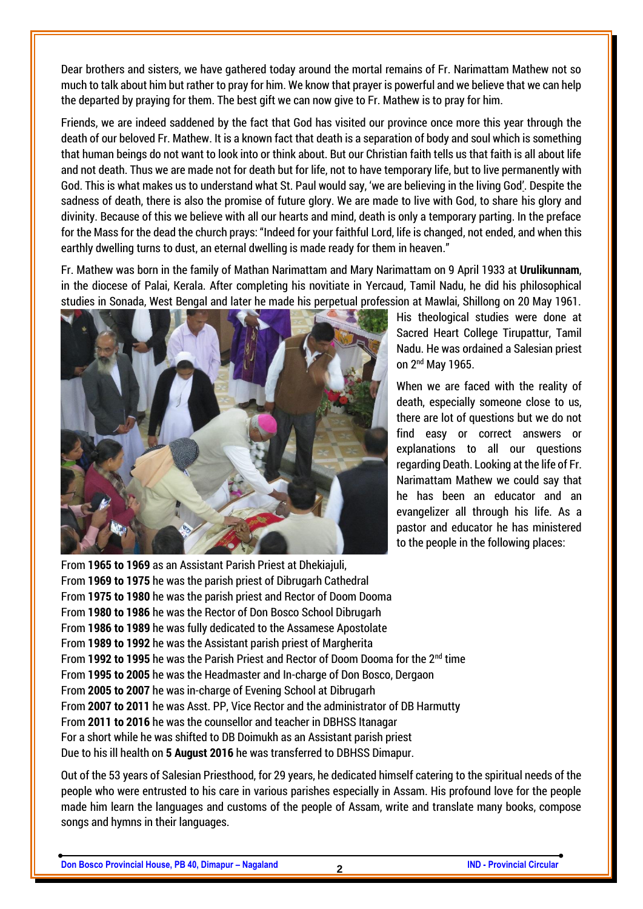Dear brothers and sisters, we have gathered today around the mortal remains of Fr. Narimattam Mathew not so much to talk about him but rather to pray for him. We know that prayer is powerful and we believe that we can help the departed by praying for them. The best gift we can now give to Fr. Mathew is to pray for him.

Friends, we are indeed saddened by the fact that God has visited our province once more this year through the death of our beloved Fr. Mathew. It is a known fact that death is a separation of body and soul which is something that human beings do not want to look into or think about. But our Christian faith tells us that faith is all about life and not death. Thus we are made not for death but for life, not to have temporary life, but to live permanently with God. This is what makes us to understand what St. Paul would say, 'we are believing in the living God'. Despite the sadness of death, there is also the promise of future glory. We are made to live with God, to share his glory and divinity. Because of this we believe with all our hearts and mind, death is only a temporary parting. In the preface for the Mass for the dead the church prays: "Indeed for your faithful Lord, life is changed, not ended, and when this earthly dwelling turns to dust, an eternal dwelling is made ready for them in heaven."

Fr. Mathew was born in the family of Mathan Narimattam and Mary Narimattam on 9 April 1933 at **Urulikunnam**, in the diocese of Palai, Kerala. After completing his novitiate in Yercaud, Tamil Nadu, he did his philosophical studies in Sonada, West Bengal and later he made his perpetual profession at Mawlai, Shillong on 20 May 1961. His theological studies were done at Sacred Heart College Tirupattur, Tamil Nadu. He was ordained a Salesian priest on 2nd May 1965.

When we are faced with the reality of death, especially someone close to us, there are lot of questions but we do not find easy or correct answers or explanations to all our questions regarding Death. Looking at the life of Fr. Narimattam Mathew we could say that he has been an educator and an evangelizer all through his life. As a pastor and educator he has ministered to the people in the following places:

From **1965 to 1969** as an Assistant Parish Priest at Dhekiajuli,
From **1969 to 1975** he was the parish priest of Dibrugarh Cathedral
From **1975 to 1980** he was the parish priest and Rector of Doom Dooma
From **1980 to 1986** he was the Rector of Don Bosco School Dibrugarh
From **1986 to 1989** he was fully dedicated to the Assamese Apostolate
From **1989 to 1992** he was the Assistant parish priest of Margherita
From **1992 to 1995** he was the Parish Priest and Rector of Doom Dooma for the 2nd time
From **1995 to 2005** he was the Headmaster and In-charge of Don Bosco, Dergaon
From **2005 to 2007** he was in-charge of Evening School at Dibrugarh
From **2007 to 2011** he was Asst. PP, Vice Rector and the administrator of DB Harmutty
From **2011 to 2016** he was the counsellor and teacher in DBHSS Itanagar
For a short while he was shifted to DB Doimukh as an Assistant parish priest
Due to his ill health on **5 August 2016** he was transferred to DBHSS Dimapur.

Out of the 53 years of Salesian Priesthood, for 29 years, he dedicated himself catering to the spiritual needs of the people who were entrusted to his care in various parishes especially in Assam. His profound love for the people made him learn the languages and customs of the people of Assam, write and translate many books, compose songs and hymns in their languages.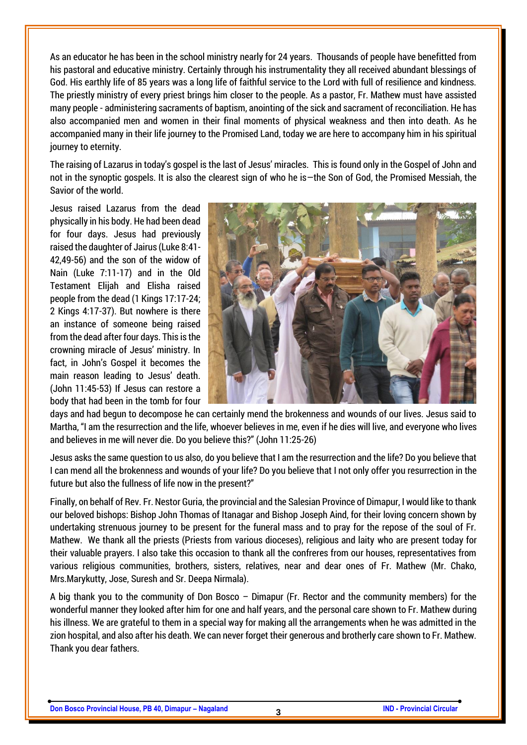As an educator he has been in the school ministry nearly for 24 years. Thousands of people have benefitted from his pastoral and educative ministry. Certainly through his instrumentality they all received abundant blessings of God. His earthly life of 85 years was a long life of faithful service to the Lord with full of resilience and kindness. The priestly ministry of every priest brings him closer to the people. As a pastor, Fr. Mathew must have assisted many people - administering sacraments of baptism, anointing of the sick and sacrament of reconciliation. He has also accompanied men and women in their final moments of physical weakness and then into death. As he accompanied many in their life journey to the Promised Land, today we are here to accompany him in his spiritual journey to eternity.

The raising of Lazarus in today's gospel is the last of Jesus' miracles. This is found only in the Gospel of John and not in the synoptic gospels. It is also the clearest sign of who he is—the Son of God, the Promised Messiah, the Savior of the world.

Jesus raised Lazarus from the dead physically in his body. He had been dead for four days. Jesus had previously raised the daughter of Jairus (Luke 8:41-42,49-56) and the son of the widow of Nain (Luke 7:11-17) and in the Old Testament Elijah and Elisha raised people from the dead (1 Kings 17:17-24; 2 Kings 4:17-37). But nowhere is there an instance of someone being raised from the dead after four days. This is the crowning miracle of Jesus' ministry. In fact, in John's Gospel it becomes the main reason leading to Jesus' death. (John 11:45-53) If Jesus can restore a body that had been in the tomb for four days and had begun to decompose he can certainly mend the brokenness and wounds of our lives. Jesus said to Martha, "I am the resurrection and the life, whoever believes in me, even if he dies will live, and everyone who lives and believes in me will never die. Do you believe this?" (John 11:25-26)

Jesus asks the same question to us also, do you believe that I am the resurrection and the life? Do you believe that I can mend all the brokenness and wounds of your life? Do you believe that I not only offer you resurrection in the future but also the fullness of life now in the present?"

Finally, on behalf of Rev. Fr. Nestor Guria, the provincial and the Salesian Province of Dimapur, I would like to thank our beloved bishops: Bishop John Thomas of Itanagar and Bishop Joseph Aind, for their loving concern shown by undertaking strenuous journey to be present for the funeral mass and to pray for the repose of the soul of Fr. Mathew. We thank all the priests (Priests from various dioceses), religious and laity who are present today for their valuable prayers. I also take this occasion to thank all the confreres from our houses, representatives from various religious communities, brothers, sisters, relatives, near and dear ones of Fr. Mathew (Mr. Chako, Mrs.Marykutty, Jose, Suresh and Sr. Deepa Nirmala).

A big thank you to the community of Don Bosco – Dimapur (Fr. Rector and the community members) for the wonderful manner they looked after him for one and half years, and the personal care shown to Fr. Mathew during his illness. We are grateful to them in a special way for making all the arrangements when he was admitted in the zion hospital, and also after his death. We can never forget their generous and brotherly care shown to Fr. Mathew. Thank you dear fathers.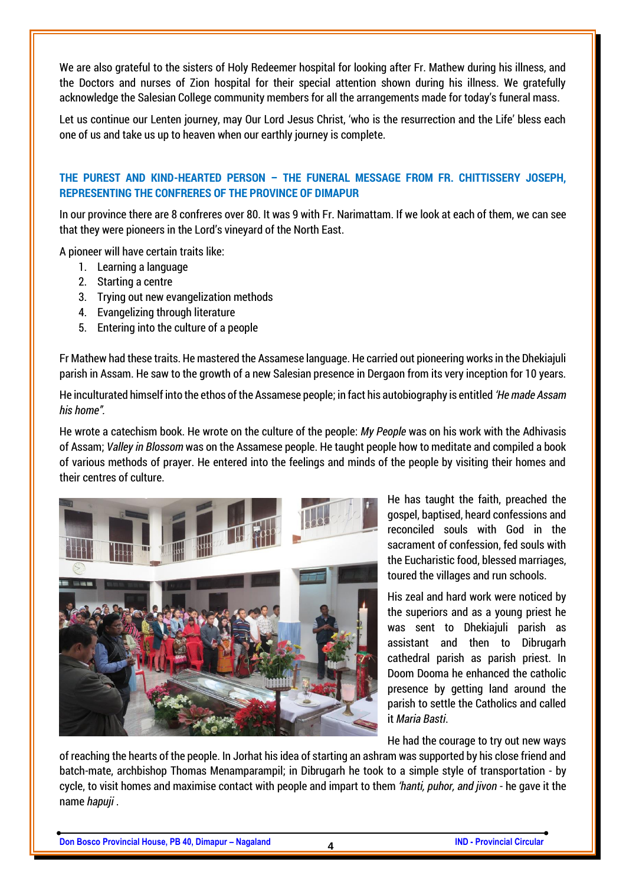We are also grateful to the sisters of Holy Redeemer hospital for looking after Fr. Mathew during his illness, and the Doctors and nurses of Zion hospital for their special attention shown during his illness. We gratefully acknowledge the Salesian College community members for all the arrangements made for today's funeral mass.

Let us continue our Lenten journey, may Our Lord Jesus Christ, 'who is the resurrection and the Life' bless each one of us and take us up to heaven when our earthly journey is complete.

### THE PUREST AND KIND-HEARTED PERSON – THE FUNERAL MESSAGE FROM FR. CHITTISSERY JOSEPH, REPRESENTING THE CONFRERES OF THE PROVINCE OF DIMAPUR

In our province there are 8 confreres over 80. It was 9 with Fr. Narimattam. If we look at each of them, we can see that they were pioneers in the Lord's vineyard of the North East.

A pioneer will have certain traits like:

1. Learning a language
2. Starting a centre
3. Trying out new evangelization methods
4. Evangelizing through literature
5. Entering into the culture of a people

Fr Mathew had these traits. He mastered the Assamese language. He carried out pioneering works in the Dhekiajuli parish in Assam. He saw to the growth of a new Salesian presence in Dergaon from its very inception for 10 years.

He inculturated himself into the ethos of the Assamese people; in fact his autobiography is entitled *'He made Assam his home"*.

He wrote a catechism book. He wrote on the culture of the people: *My People* was on his work with the Adhivasis of Assam; *Valley in Blossom* was on the Assamese people. He taught people how to meditate and compiled a book of various methods of prayer. He entered into the feelings and minds of the people by visiting their homes and their centres of culture.

He has taught the faith, preached the gospel, baptised, heard confessions and reconciled souls with God in the sacrament of confession, fed souls with the Eucharistic food, blessed marriages, toured the villages and run schools.

His zeal and hard work were noticed by the superiors and as a young priest he was sent to Dhekiajuli parish as assistant and then to Dibrugarh cathedral parish as parish priest. In Doom Dooma he enhanced the catholic presence by getting land around the parish to settle the Catholics and called it *Maria Basti*.

He had the courage to try out new ways of reaching the hearts of the people. In Jorhat his idea of starting an ashram was supported by his close friend and batch-mate, archbishop Thomas Menamparampil; in Dibrugarh he took to a simple style of transportation - by cycle, to visit homes and maximise contact with people and impart to them *'hanti, puhor, and jivon* - he gave it the name *hapuji* .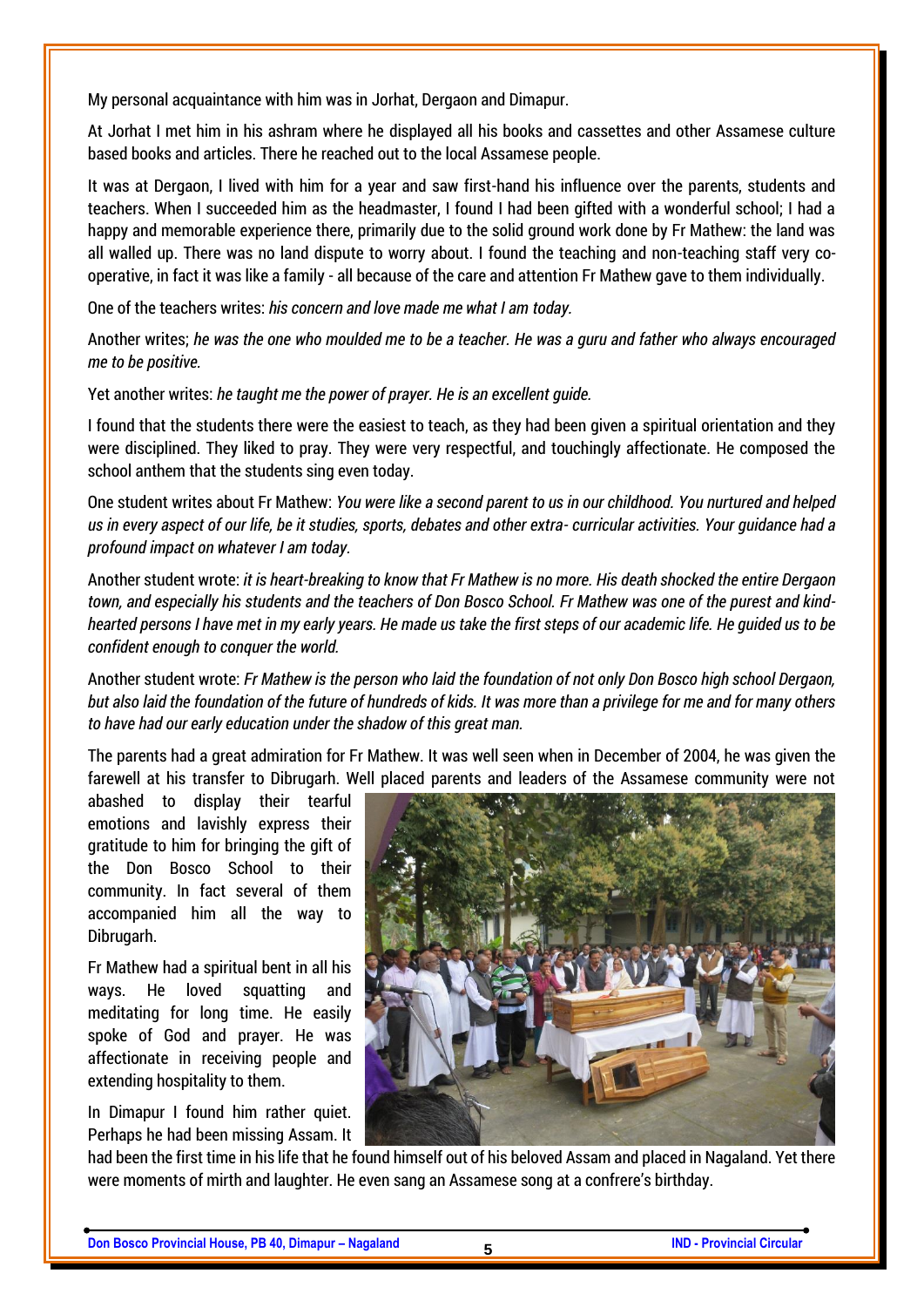My personal acquaintance with him was in Jorhat, Dergaon and Dimapur.

At Jorhat I met him in his ashram where he displayed all his books and cassettes and other Assamese culture based books and articles. There he reached out to the local Assamese people.

It was at Dergaon, I lived with him for a year and saw first-hand his influence over the parents, students and teachers. When I succeeded him as the headmaster, I found I had been gifted with a wonderful school; I had a happy and memorable experience there, primarily due to the solid ground work done by Fr Mathew: the land was all walled up. There was no land dispute to worry about. I found the teaching and non-teaching staff very co-operative, in fact it was like a family - all because of the care and attention Fr Mathew gave to them individually.

One of the teachers writes: *his concern and love made me what I am today.*

Another writes; *he was the one who moulded me to be a teacher. He was a guru and father who always encouraged me to be positive.*

Yet another writes: *he taught me the power of prayer. He is an excellent guide.*

I found that the students there were the easiest to teach, as they had been given a spiritual orientation and they were disciplined. They liked to pray. They were very respectful, and touchingly affectionate. He composed the school anthem that the students sing even today.

One student writes about Fr Mathew: *You were like a second parent to us in our childhood. You nurtured and helped us in every aspect of our life, be it studies, sports, debates and other extra- curricular activities. Your guidance had a profound impact on whatever I am today.*

Another student wrote: *it is heart-breaking to know that Fr Mathew is no more. His death shocked the entire Dergaon town, and especially his students and the teachers of Don Bosco School. Fr Mathew was one of the purest and kind-hearted persons I have met in my early years. He made us take the first steps of our academic life. He guided us to be confident enough to conquer the world.*

Another student wrote: *Fr Mathew is the person who laid the foundation of not only Don Bosco high school Dergaon, but also laid the foundation of the future of hundreds of kids. It was more than a privilege for me and for many others to have had our early education under the shadow of this great man.*

The parents had a great admiration for Fr Mathew. It was well seen when in December of 2004, he was given the farewell at his transfer to Dibrugarh. Well placed parents and leaders of the Assamese community were not abashed to display their tearful emotions and lavishly express their gratitude to him for bringing the gift of the Don Bosco School to their community. In fact several of them accompanied him all the way to Dibrugarh.

Fr Mathew had a spiritual bent in all his ways. He loved squatting and meditating for long time. He easily spoke of God and prayer. He was affectionate in receiving people and extending hospitality to them.

In Dimapur I found him rather quiet. Perhaps he had been missing Assam. It had been the first time in his life that he found himself out of his beloved Assam and placed in Nagaland. Yet there were moments of mirth and laughter. He even sang an Assamese song at a confrere's birthday.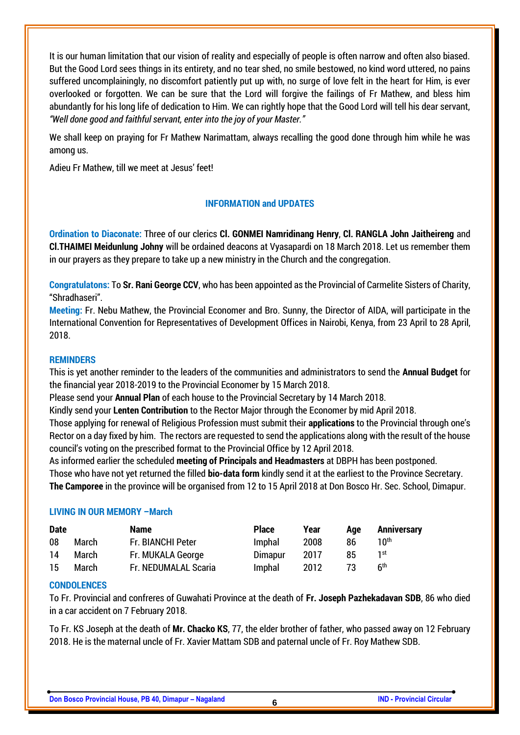It is our human limitation that our vision of reality and especially of people is often narrow and often also biased. But the Good Lord sees things in its entirety, and no tear shed, no smile bestowed, no kind word uttered, no pains suffered uncomplainingly, no discomfort patiently put up with, no surge of love felt in the heart for Him, is ever overlooked or forgotten. We can be sure that the Lord will forgive the failings of Fr Mathew, and bless him abundantly for his long life of dedication to Him. We can rightly hope that the Good Lord will tell his dear servant, *"Well done good and faithful servant, enter into the joy of your Master."*

We shall keep on praying for Fr Mathew Narimattam, always recalling the good done through him while he was among us.

Adieu Fr Mathew, till we meet at Jesus' feet!

## INFORMATION and UPDATES

**Ordination to Diaconate:** Three of our clerics **Cl. GONMEI Namridinang Henry**, **Cl. RANGLA John Jaitheireng** and **Cl.THAIMEI Meidunlung Johny** will be ordained deacons at Vyasapardi on 18 March 2018. Let us remember them in our prayers as they prepare to take up a new ministry in the Church and the congregation.

**Congratulatons:** To **Sr. Rani George CCV**, who has been appointed as the Provincial of Carmelite Sisters of Charity, "Shradhaseri".

**Meeting:** Fr. Nebu Mathew, the Provincial Economer and Bro. Sunny, the Director of AIDA, will participate in the International Convention for Representatives of Development Offices in Nairobi, Kenya, from 23 April to 28 April, 2018.

### REMINDERS

This is yet another reminder to the leaders of the communities and administrators to send the **Annual Budget** for the financial year 2018-2019 to the Provincial Economer by 15 March 2018.

Please send your **Annual Plan** of each house to the Provincial Secretary by 14 March 2018.

Kindly send your **Lenten Contribution** to the Rector Major through the Economer by mid April 2018.

Those applying for renewal of Religious Profession must submit their **applications** to the Provincial through one's Rector on a day fixed by him. The rectors are requested to send the applications along with the result of the house council's voting on the prescribed format to the Provincial Office by 12 April 2018.

As informed earlier the scheduled **meeting of Principals and Headmasters** at DBPH has been postponed.

Those who have not yet returned the filled **bio-data form** kindly send it at the earliest to the Province Secretary.

**The Camporee** in the province will be organised from 12 to 15 April 2018 at Don Bosco Hr. Sec. School, Dimapur.

### LIVING IN OUR MEMORY –March

| Date | | Name | Place | Year | Age | Anniversary |
|---|---|---|---|---|---|---|
| 08 | March | Fr. BIANCHI Peter | Imphal | 2008 | 86 | 10th |
| 14 | March | Fr. MUKALA George | Dimapur | 2017 | 85 | 1st |
| 15 | March | Fr. NEDUMALAL Scaria | Imphal | 2012 | 73 | 6th |

### CONDOLENCES

To Fr. Provincial and confreres of Guwahati Province at the death of **Fr. Joseph Pazhekadavan SDB**, 86 who died in a car accident on 7 February 2018.

To Fr. KS Joseph at the death of **Mr. Chacko KS**, 77, the elder brother of father, who passed away on 12 February 2018. He is the maternal uncle of Fr. Xavier Mattam SDB and paternal uncle of Fr. Roy Mathew SDB.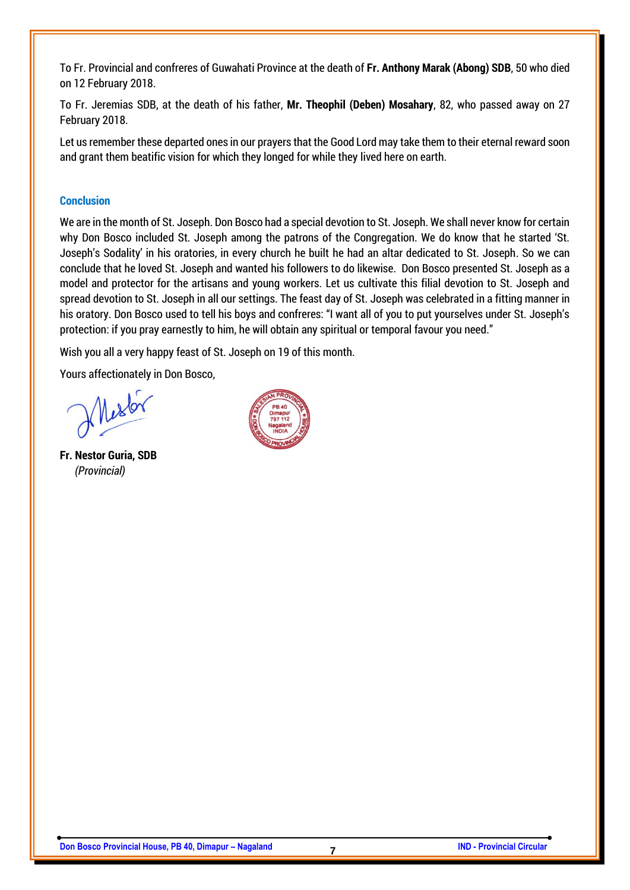To Fr. Provincial and confreres of Guwahati Province at the death of **Fr. Anthony Marak (Abong) SDB**, 50 who died on 12 February 2018.

To Fr. Jeremias SDB, at the death of his father, **Mr. Theophil (Deben) Mosahary**, 82, who passed away on 27 February 2018.

Let us remember these departed ones in our prayers that the Good Lord may take them to their eternal reward soon and grant them beatific vision for which they longed for while they lived here on earth.

### Conclusion

We are in the month of St. Joseph. Don Bosco had a special devotion to St. Joseph. We shall never know for certain why Don Bosco included St. Joseph among the patrons of the Congregation. We do know that he started 'St. Joseph's Sodality' in his oratories, in every church he built he had an altar dedicated to St. Joseph. So we can conclude that he loved St. Joseph and wanted his followers to do likewise. Don Bosco presented St. Joseph as a model and protector for the artisans and young workers. Let us cultivate this filial devotion to St. Joseph and spread devotion to St. Joseph in all our settings. The feast day of St. Joseph was celebrated in a fitting manner in his oratory. Don Bosco used to tell his boys and confreres: "I want all of you to put yourselves under St. Joseph's protection: if you pray earnestly to him, he will obtain any spiritual or temporal favour you need."

Wish you all a very happy feast of St. Joseph on 19 of this month.

Yours affectionately in Don Bosco,

**Fr. Nestor Guria, SDB**
*(Provincial)*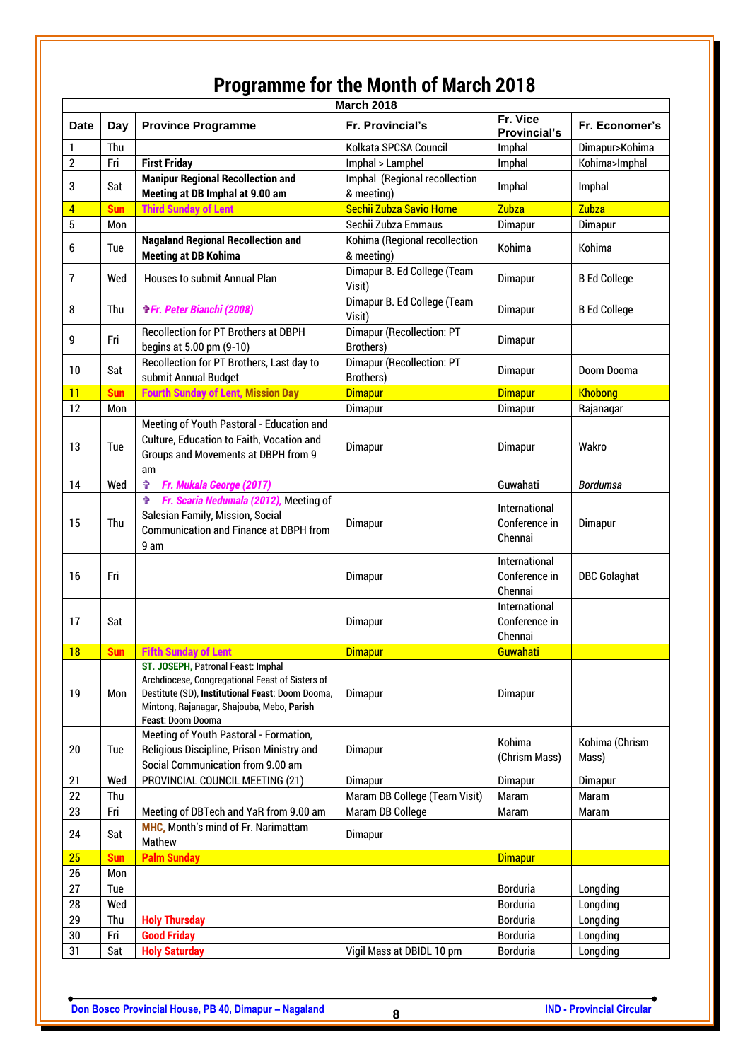# Programme for the Month of March 2018

| March 2018 | | | | | |
|---|---|---|---|---|---|
| **Date** | **Day** | **Province Programme** | **Fr. Provincial's** | **Fr. Vice Provincial's** | **Fr. Economer's** |
| 1 | Thu | | Kolkata SPCSA Council | Imphal | Dimapur>Kohima |
| 2 | Fri | **First Friday** | Imphal > Lamphel | Imphal | Kohima>Imphal |
| 3 | Sat | **Manipur Regional Recollection and Meeting at DB Imphal at 9.00 am** | Imphal (Regional recollection & meeting) | Imphal | Imphal |
| 4 | Sun | **Third Sunday of Lent** | Sechii Zubza Savio Home | Zubza | Zubza |
| 5 | Mon | | Sechii Zubza Emmaus | Dimapur | Dimapur |
| 6 | Tue | **Nagaland Regional Recollection and Meeting at DB Kohima** | Kohima (Regional recollection & meeting) | Kohima | Kohima |
| 7 | Wed | Houses to submit Annual Plan | Dimapur B. Ed College (Team Visit) | Dimapur | B Ed College |
| 8 | Thu | ✞ *Fr. Peter Bianchi (2008)* | Dimapur B. Ed College (Team Visit) | Dimapur | B Ed College |
| 9 | Fri | Recollection for PT Brothers at DBPH begins at 5.00 pm (9-10) | Dimapur (Recollection: PT Brothers) | Dimapur | |
| 10 | Sat | Recollection for PT Brothers, Last day to submit Annual Budget | Dimapur (Recollection: PT Brothers) | Dimapur | Doom Dooma |
| 11 | Sun | **Fourth Sunday of Lent, Mission Day** | Dimapur | Dimapur | Khobong |
| 12 | Mon | | Dimapur | Dimapur | Rajanagar |
| 13 | Tue | Meeting of Youth Pastoral - Education and Culture, Education to Faith, Vocation and Groups and Movements at DBPH from 9 am | Dimapur | Dimapur | Wakro |
| 14 | Wed | ✞ *Fr. Mukala George (2017)* | | Guwahati | *Bordumsa* |
| 15 | Thu | ✞ *Fr. Scaria Nedumala (2012),* Meeting of Salesian Family, Mission, Social Communication and Finance at DBPH from 9 am | Dimapur | International Conference in Chennai | Dimapur |
| 16 | Fri | | Dimapur | International Conference in Chennai | DBC Golaghat |
| 17 | Sat | | Dimapur | International Conference in Chennai | |
| 18 | Sun | **Fifth Sunday of Lent** | Dimapur | Guwahati | |
| 19 | Mon | **ST. JOSEPH,** Patronal Feast: Imphal Archdiocese, Congregational Feast of Sisters of Destitute (SD), **Institutional Feast**: Doom Dooma, Mintong, Rajanagar, Shajouba, Mebo, **Parish Feast**: Doom Dooma | Dimapur | Dimapur | |
| 20 | Tue | Meeting of Youth Pastoral - Formation, Religious Discipline, Prison Ministry and Social Communication from 9.00 am | Dimapur | Kohima (Chrism Mass) | Kohima (Chrism Mass) |
| 21 | Wed | PROVINCIAL COUNCIL MEETING (21) | Dimapur | Dimapur | Dimapur |
| 22 | Thu | | Maram DB College (Team Visit) | Maram | Maram |
| 23 | Fri | Meeting of DBTech and YaR from 9.00 am | Maram DB College | Maram | Maram |
| 24 | Sat | **MHC,** Month's mind of Fr. Narimattam Mathew | Dimapur | | |
| 25 | Sun | **Palm Sunday** | | Dimapur | |
| 26 | Mon | | | | |
| 27 | Tue | | | Borduria | Longding |
| 28 | Wed | | | Borduria | Longding |
| 29 | Thu | **Holy Thursday** | | Borduria | Longding |
| 30 | Fri | **Good Friday** | | Borduria | Longding |
| 31 | Sat | **Holy Saturday** | Vigil Mass at DBIDL 10 pm | Borduria | Longding |